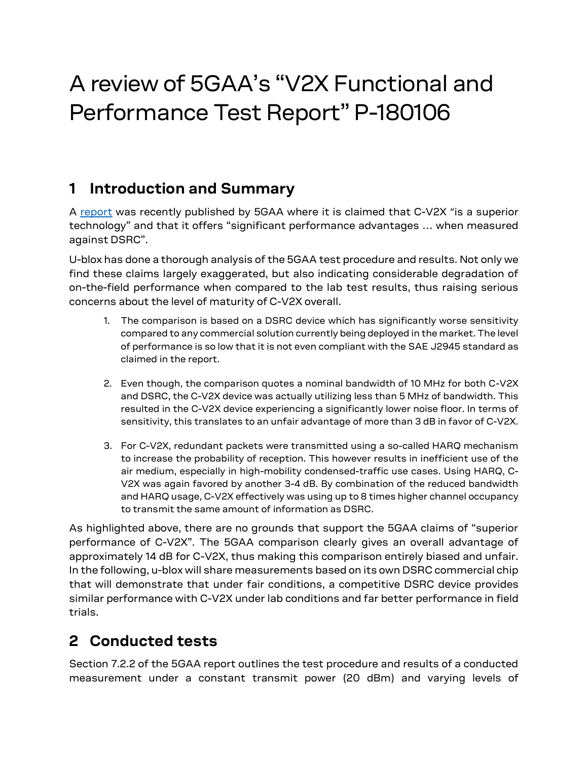# A review of 5GAA's "V2X Functional and Performance Test Report" P-180106

## 1 Introduction and Summary

A report was recently published by 5GAA where it is claimed that C-V2X "is a superior technology" and that it offers "significant performance advantages … when measured against DSRC".

U-blox has done a thorough analysis of the 5GAA test procedure and results. Not only we find these claims largely exaggerated, but also indicating considerable degradation of on-the-field performance when compared to the lab test results, thus raising serious concerns about the level of maturity of C-V2X overall.

1. The comparison is based on a DSRC device which has significantly worse sensitivity compared to any commercial solution currently being deployed in the market. The level of performance is so low that it is not even compliant with the SAE J2945 standard as claimed in the report.

2. Even though, the comparison quotes a nominal bandwidth of 10 MHz for both C-V2X and DSRC, the C-V2X device was actually utilizing less than 5 MHz of bandwidth. This resulted in the C-V2X device experiencing a significantly lower noise floor. In terms of sensitivity, this translates to an unfair advantage of more than 3 dB in favor of C-V2X.

3. For C-V2X, redundant packets were transmitted using a so-called HARQ mechanism to increase the probability of reception. This however results in inefficient use of the air medium, especially in high-mobility condensed-traffic use cases. Using HARQ, C-V2X was again favored by another 3-4 dB. By combination of the reduced bandwidth and HARQ usage, C-V2X effectively was using up to 8 times higher channel occupancy to transmit the same amount of information as DSRC.

As highlighted above, there are no grounds that support the 5GAA claims of "superior performance of C-V2X". The 5GAA comparison clearly gives an overall advantage of approximately 14 dB for C-V2X, thus making this comparison entirely biased and unfair. In the following, u-blox will share measurements based on its own DSRC commercial chip that will demonstrate that under fair conditions, a competitive DSRC device provides similar performance with C-V2X under lab conditions and far better performance in field trials.

## 2 Conducted tests

Section 7.2.2 of the 5GAA report outlines the test procedure and results of a conducted measurement under a constant transmit power (20 dBm) and varying levels of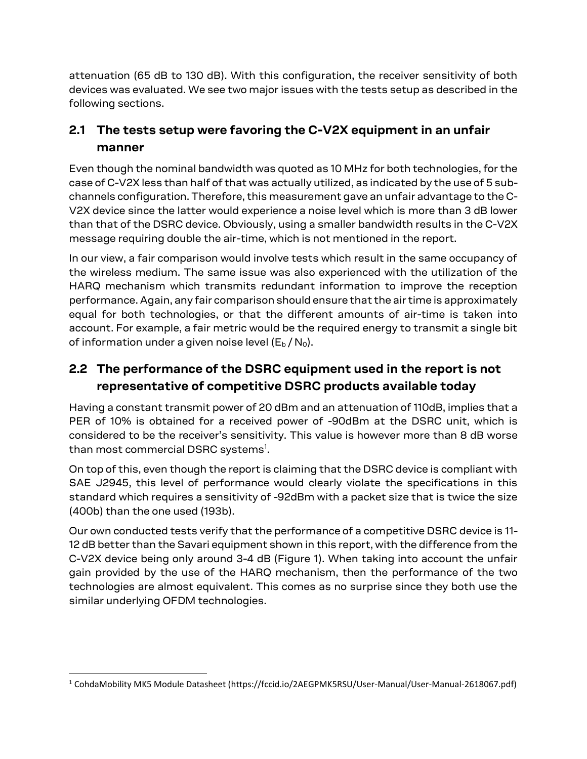attenuation (65 dB to 130 dB). With this configuration, the receiver sensitivity of both devices was evaluated. We see two major issues with the tests setup as described in the following sections.

## 2.1 The tests setup were favoring the C-V2X equipment in an unfair manner

Even though the nominal bandwidth was quoted as 10 MHz for both technologies, for the case of C-V2X less than half of that was actually utilized, as indicated by the use of 5 sub-channels configuration. Therefore, this measurement gave an unfair advantage to the C-V2X device since the latter would experience a noise level which is more than 3 dB lower than that of the DSRC device. Obviously, using a smaller bandwidth results in the C-V2X message requiring double the air-time, which is not mentioned in the report.

In our view, a fair comparison would involve tests which result in the same occupancy of the wireless medium. The same issue was also experienced with the utilization of the HARQ mechanism which transmits redundant information to improve the reception performance. Again, any fair comparison should ensure that the air time is approximately equal for both technologies, or that the different amounts of air-time is taken into account. For example, a fair metric would be the required energy to transmit a single bit of information under a given noise level ($E_b / N_0$).

## 2.2 The performance of the DSRC equipment used in the report is not representative of competitive DSRC products available today

Having a constant transmit power of 20 dBm and an attenuation of 110dB, implies that a PER of 10% is obtained for a received power of -90dBm at the DSRC unit, which is considered to be the receiver's sensitivity. This value is however more than 8 dB worse than most commercial DSRC systems[1].

On top of this, even though the report is claiming that the DSRC device is compliant with SAE J2945, this level of performance would clearly violate the specifications in this standard which requires a sensitivity of -92dBm with a packet size that is twice the size (400b) than the one used (193b).

Our own conducted tests verify that the performance of a competitive DSRC device is 11-12 dB better than the Savari equipment shown in this report, with the difference from the C-V2X device being only around 3-4 dB (Figure 1). When taking into account the unfair gain provided by the use of the HARQ mechanism, then the performance of the two technologies are almost equivalent. This comes as no surprise since they both use the similar underlying OFDM technologies.

[1] CohdaMobility MK5 Module Datasheet (https://fccid.io/2AEGPMK5RSU/User-Manual/User-Manual-2618067.pdf)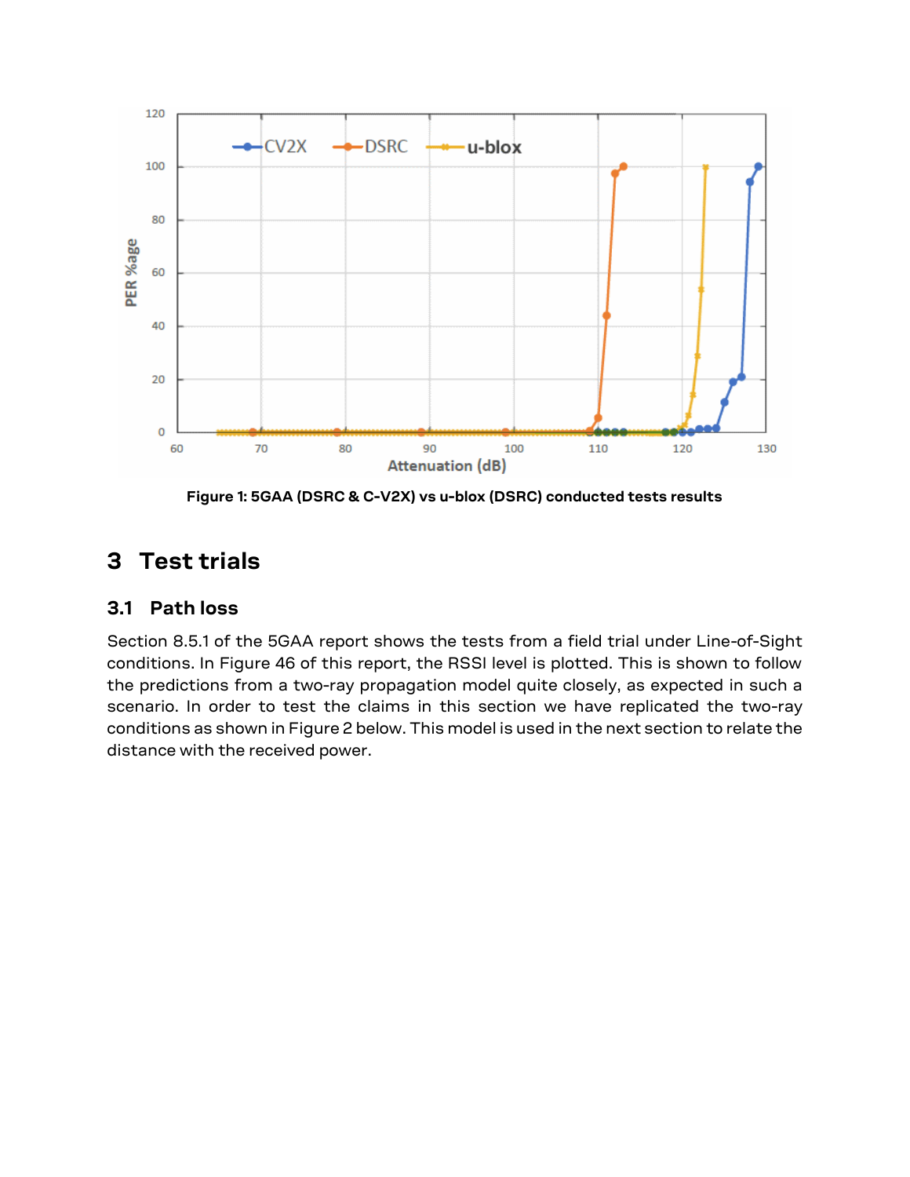Figure 1: 5GAA (DSRC & C-V2X) vs u-blox (DSRC) conducted tests results

# 3 Test trials

## 3.1 Path loss

Section 8.5.1 of the 5GAA report shows the tests from a field trial under Line-of-Sight conditions. In Figure 46 of this report, the RSSI level is plotted. This is shown to follow the predictions from a two-ray propagation model quite closely, as expected in such a scenario. In order to test the claims in this section we have replicated the two-ray conditions as shown in Figure 2 below. This model is used in the next section to relate the distance with the received power.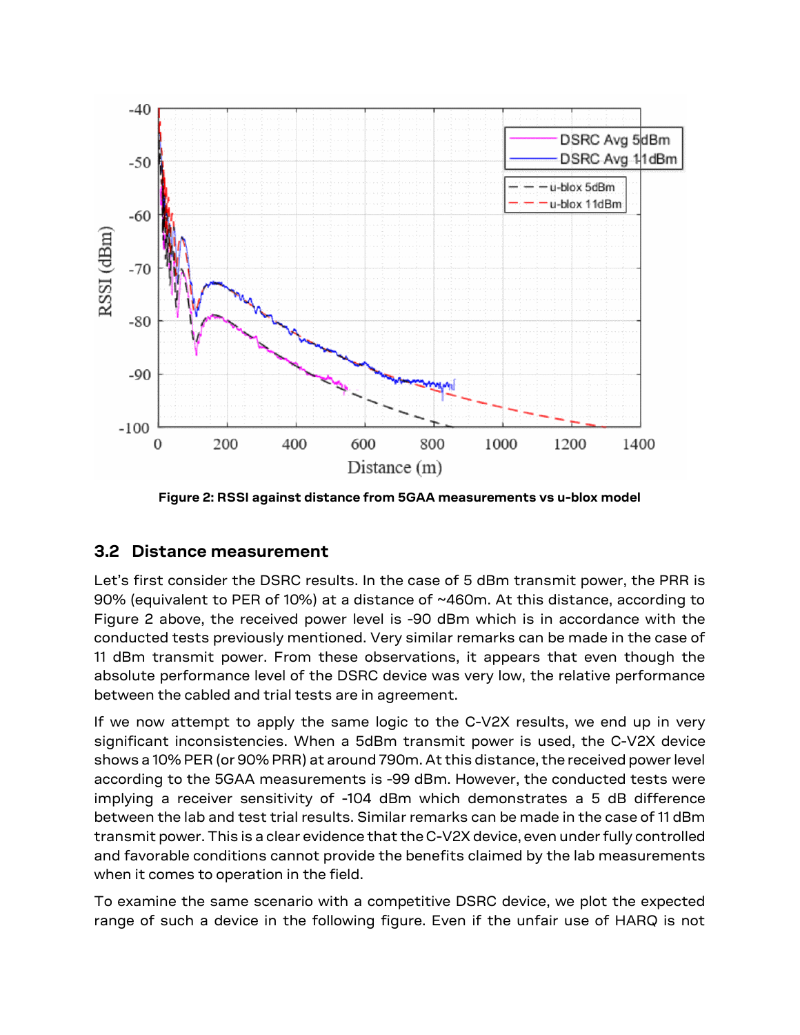Figure 2: RSSI against distance from 5GAA measurements vs u-blox model

## 3.2 Distance measurement

Let's first consider the DSRC results. In the case of 5 dBm transmit power, the PRR is 90% (equivalent to PER of 10%) at a distance of ~460m. At this distance, according to Figure 2 above, the received power level is -90 dBm which is in accordance with the conducted tests previously mentioned. Very similar remarks can be made in the case of 11 dBm transmit power. From these observations, it appears that even though the absolute performance level of the DSRC device was very low, the relative performance between the cabled and trial tests are in agreement.

If we now attempt to apply the same logic to the C-V2X results, we end up in very significant inconsistencies. When a 5dBm transmit power is used, the C-V2X device shows a 10% PER (or 90% PRR) at around 790m. At this distance, the received power level according to the 5GAA measurements is -99 dBm. However, the conducted tests were implying a receiver sensitivity of -104 dBm which demonstrates a 5 dB difference between the lab and test trial results. Similar remarks can be made in the case of 11 dBm transmit power. This is a clear evidence that the C-V2X device, even under fully controlled and favorable conditions cannot provide the benefits claimed by the lab measurements when it comes to operation in the field.

To examine the same scenario with a competitive DSRC device, we plot the expected range of such a device in the following figure. Even if the unfair use of HARQ is not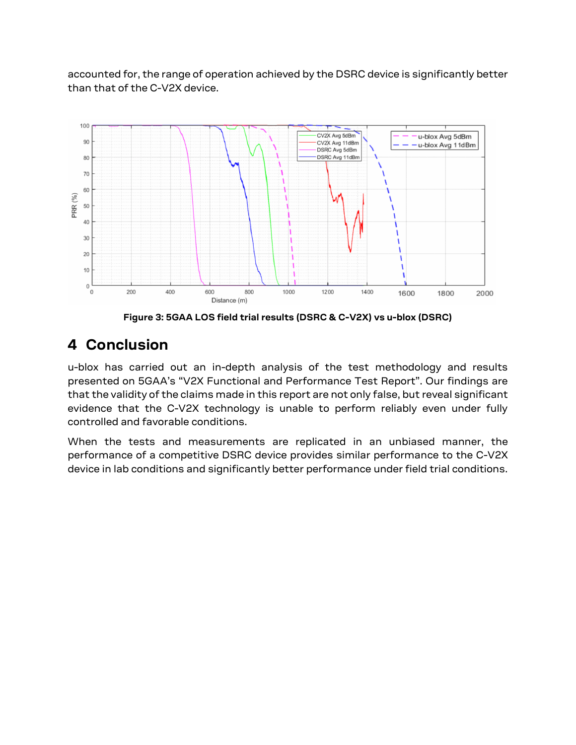accounted for, the range of operation achieved by the DSRC device is significantly better than that of the C-V2X device.

100
90
80
70
60
50
40
30
20
10
0

PRR (%)

0
200
400
600
800
1000
1200
1400
1600
1800
2000

Distance (m)

CV2X Avg 5dBm
CV2X Avg 11dBm
DSRC Avg 5dBm
DSRC Avg 11dBm

u-blox Avg 5dBm
u-blox Avg 11dBm

**Figure 3: 5GAA LOS field trial results (DSRC & C-V2X) vs u-blox (DSRC)**

# 4 Conclusion

u-blox has carried out an in-depth analysis of the test methodology and results presented on 5GAA's "V2X Functional and Performance Test Report". Our findings are that the validity of the claims made in this report are not only false, but reveal significant evidence that the C-V2X technology is unable to perform reliably even under fully controlled and favorable conditions.

When the tests and measurements are replicated in an unbiased manner, the performance of a competitive DSRC device provides similar performance to the C-V2X device in lab conditions and significantly better performance under field trial conditions.